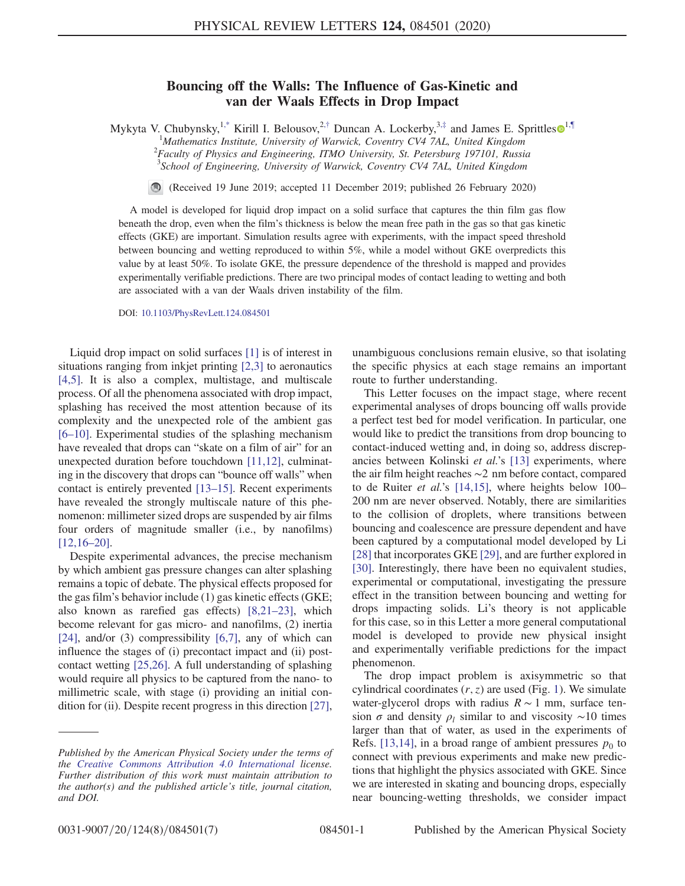# Bouncing off the Walls: The Influence of Gas-Kinetic and van der Waals Effects in Drop Impact

Mykyta V. Chubynsky,[1,*] Kirill I. Belousov,[2,†] Duncan A. Lockerby,[3,‡] and James E. Sprittles[1,¶]

[1] Mathematics Institute, University of Warwick, Coventry CV4 7AL, United Kingdom
[2] Faculty of Physics and Engineering, ITMO University, St. Petersburg 197101, Russia
[3] School of Engineering, University of Warwick, Coventry CV4 7AL, United Kingdom

(Received 19 June 2019; accepted 11 December 2019; published 26 February 2020)

A model is developed for liquid drop impact on a solid surface that captures the thin film gas flow beneath the drop, even when the film's thickness is below the mean free path in the gas so that gas kinetic effects (GKE) are important. Simulation results agree with experiments, with the impact speed threshold between bouncing and wetting reproduced to within 5%, while a model without GKE overpredicts this value by at least 50%. To isolate GKE, the pressure dependence of the threshold is mapped and provides experimentally verifiable predictions. There are two principal modes of contact leading to wetting and both are associated with a van der Waals driven instability of the film.

DOI: 10.1103/PhysRevLett.124.084501

Liquid drop impact on solid surfaces [1] is of interest in situations ranging from inkjet printing [2,3] to aeronautics [4,5]. It is also a complex, multistage, and multiscale process. Of all the phenomena associated with drop impact, splashing has received the most attention because of its complexity and the unexpected role of the ambient gas [6–10]. Experimental studies of the splashing mechanism have revealed that drops can "skate on a film of air" for an unexpected duration before touchdown [11,12], culminating in the discovery that drops can "bounce off walls" when contact is entirely prevented [13–15]. Recent experiments have revealed the strongly multiscale nature of this phenomenon: millimeter sized drops are suspended by air films four orders of magnitude smaller (i.e., by nanofilms) [12,16–20].

Despite experimental advances, the precise mechanism by which ambient gas pressure changes can alter splashing remains a topic of debate. The physical effects proposed for the gas film's behavior include (1) gas kinetic effects (GKE; also known as rarefied gas effects) [8,21–23], which become relevant for gas micro- and nanofilms, (2) inertia [24], and/or (3) compressibility [6,7], any of which can influence the stages of (i) precontact impact and (ii) postcontact wetting [25,26]. A full understanding of splashing would require all physics to be captured from the nano- to millimetric scale, with stage (i) providing an initial condition for (ii). Despite recent progress in this direction [27], unambiguous conclusions remain elusive, so that isolating the specific physics at each stage remains an important route to further understanding.

This Letter focuses on the impact stage, where recent experimental analyses of drops bouncing off walls provide a perfect test bed for model verification. In particular, one would like to predict the transitions from drop bouncing to contact-induced wetting and, in doing so, address discrepancies between Kolinski *et al.*'s [13] experiments, where the air film height reaches ∼2 nm before contact, compared to de Ruiter *et al.*'s [14,15], where heights below 100–200 nm are never observed. Notably, there are similarities to the collision of droplets, where transitions between bouncing and coalescence are pressure dependent and have been captured by a computational model developed by Li [28] that incorporates GKE [29], and are further explored in [30]. Interestingly, there have been no equivalent studies, experimental or computational, investigating the pressure effect in the transition between bouncing and wetting for drops impacting solids. Li's theory is not applicable for this case, so in this Letter a more general computational model is developed to provide new physical insight and experimentally verifiable predictions for the impact phenomenon.

The drop impact problem is axisymmetric so that cylindrical coordinates $(r, z)$ are used (Fig. 1). We simulate water-glycerol drops with radius $R \sim 1$ mm, surface tension $\sigma$ and density $\rho_l$ similar to and viscosity ∼10 times larger than that of water, as used in the experiments of Refs. [13,14], in a broad range of ambient pressures $p_0$ to connect with previous experiments and make new predictions that highlight the physics associated with GKE. Since we are interested in skating and bouncing drops, especially near bouncing-wetting thresholds, we consider impact

*Published by the American Physical Society under the terms of the Creative Commons Attribution 4.0 International license. Further distribution of this work must maintain attribution to the author(s) and the published article's title, journal citation, and DOI.*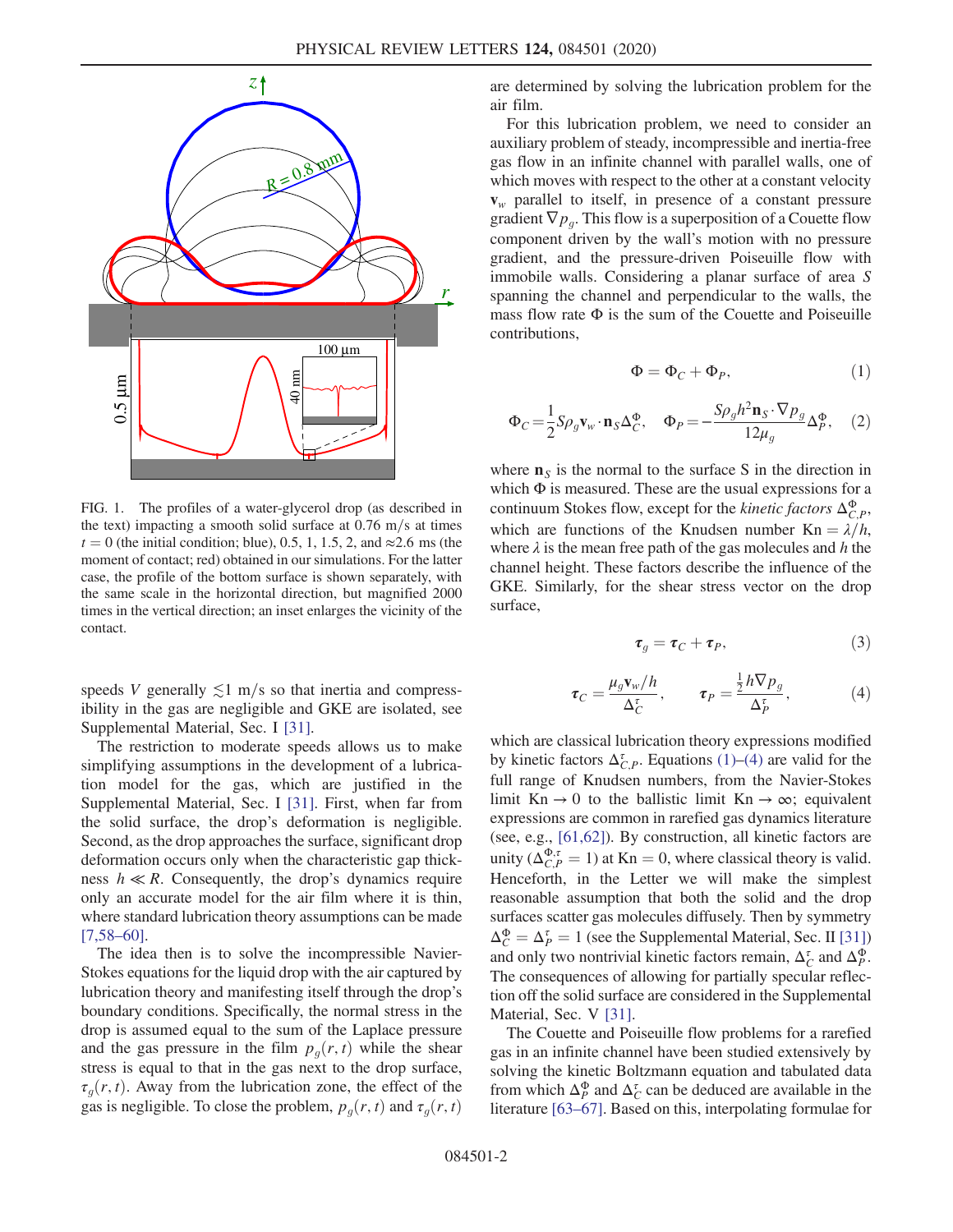FIG. 1. The profiles of a water-glycerol drop (as described in the text) impacting a smooth solid surface at 0.76 m/s at times $t = 0$ (the initial condition; blue), 0.5, 1, 1.5, 2, and $\approx$2.6 ms (the moment of contact; red) obtained in our simulations. For the latter case, the profile of the bottom surface is shown separately, with the same scale in the horizontal direction, but magnified 2000 times in the vertical direction; an inset enlarges the vicinity of the contact.

speeds $V$ generally $\lesssim 1$ m/s so that inertia and compressibility in the gas are negligible and GKE are isolated, see Supplemental Material, Sec. I [31].

The restriction to moderate speeds allows us to make simplifying assumptions in the development of a lubrication model for the gas, which are justified in the Supplemental Material, Sec. I [31]. First, when far from the solid surface, the drop's deformation is negligible. Second, as the drop approaches the surface, significant drop deformation occurs only when the characteristic gap thickness $h \ll R$. Consequently, the drop's dynamics require only an accurate model for the air film where it is thin, where standard lubrication theory assumptions can be made [7,58–60].

The idea then is to solve the incompressible Navier-Stokes equations for the liquid drop with the air captured by lubrication theory and manifesting itself through the drop's boundary conditions. Specifically, the normal stress in the drop is assumed equal to the sum of the Laplace pressure and the gas pressure in the film $p_g(r,t)$ while the shear stress is equal to that in the gas next to the drop surface, $\tau_g(r,t)$. Away from the lubrication zone, the effect of the gas is negligible. To close the problem, $p_g(r,t)$ and $\tau_g(r,t)$ are determined by solving the lubrication problem for the air film.

For this lubrication problem, we need to consider an auxiliary problem of steady, incompressible and inertia-free gas flow in an infinite channel with parallel walls, one of which moves with respect to the other at a constant velocity $\mathbf{v}_w$ parallel to itself, in presence of a constant pressure gradient $\nabla p_g$. This flow is a superposition of a Couette flow component driven by the wall's motion with no pressure gradient, and the pressure-driven Poiseuille flow with immobile walls. Considering a planar surface of area $S$ spanning the channel and perpendicular to the walls, the mass flow rate $\Phi$ is the sum of the Couette and Poiseuille contributions,

$$\Phi = \Phi_C + \Phi_P, \tag{1}$$

$$\Phi_C = \frac{1}{2} S \rho_g \mathbf{v}_w \cdot \mathbf{n}_S \Delta_C^{\Phi}, \quad \Phi_P = -\frac{S \rho_g h^2 \mathbf{n}_S \cdot \nabla p_g}{12 \mu_g} \Delta_P^{\Phi}, \tag{2}$$

where $\mathbf{n}_S$ is the normal to the surface S in the direction in which $\Phi$ is measured. These are the usual expressions for a continuum Stokes flow, except for the *kinetic factors* $\Delta_{C,P}^{\Phi}$, which are functions of the Knudsen number $\mathrm{Kn} = \lambda/h$, where $\lambda$ is the mean free path of the gas molecules and $h$ the channel height. These factors describe the influence of the GKE. Similarly, for the shear stress vector on the drop surface,

$$\boldsymbol{\tau}_g = \boldsymbol{\tau}_C + \boldsymbol{\tau}_P, \tag{3}$$

$$\boldsymbol{\tau}_C = \frac{\mu_g \mathbf{v}_w / h}{\Delta_C^{\tau}}, \qquad \boldsymbol{\tau}_P = \frac{\frac{1}{2} h \nabla p_g}{\Delta_P^{\tau}}, \tag{4}$$

which are classical lubrication theory expressions modified by kinetic factors $\Delta_{C,P}^{\tau}$. Equations (1)–(4) are valid for the full range of Knudsen numbers, from the Navier-Stokes limit $\mathrm{Kn} \to 0$ to the ballistic limit $\mathrm{Kn} \to \infty$; equivalent expressions are common in rarefied gas dynamics literature (see, e.g., [61,62]). By construction, all kinetic factors are unity ($\Delta_{C,P}^{\Phi,\tau} = 1$) at $\mathrm{Kn} = 0$, where classical theory is valid. Henceforth, in the Letter we will make the simplest reasonable assumption that both the solid and the drop surfaces scatter gas molecules diffusely. Then by symmetry $\Delta_C^{\Phi} = \Delta_P^{\tau} = 1$ (see the Supplemental Material, Sec. II [31]) and only two nontrivial kinetic factors remain, $\Delta_C^{\tau}$ and $\Delta_P^{\Phi}$. The consequences of allowing for partially specular reflection off the solid surface are considered in the Supplemental Material, Sec. V [31].

The Couette and Poiseuille flow problems for a rarefied gas in an infinite channel have been studied extensively by solving the kinetic Boltzmann equation and tabulated data from which $\Delta_P^{\Phi}$ and $\Delta_C^{\tau}$ can be deduced are available in the literature [63–67]. Based on this, interpolating formulae for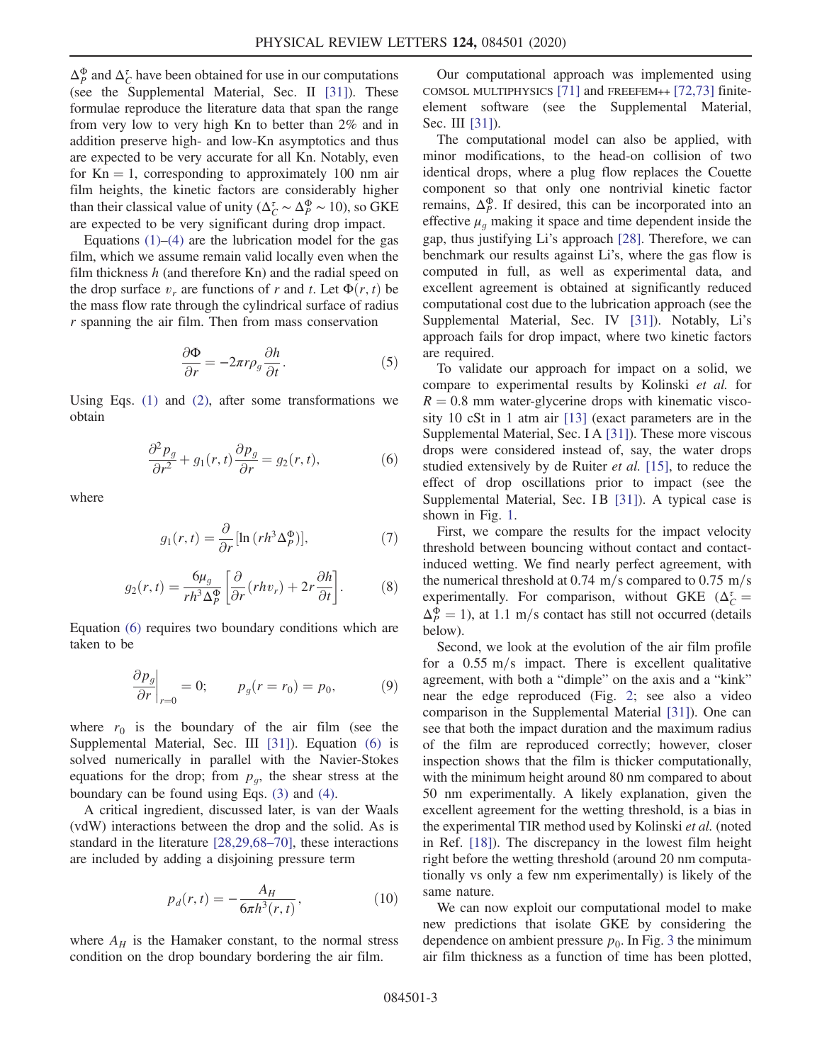$\Delta_P^\Phi$ and $\Delta_C^\tau$ have been obtained for use in our computations (see the Supplemental Material, Sec. II [31]). These formulae reproduce the literature data that span the range from very low to very high Kn to better than 2% and in addition preserve high- and low-Kn asymptotics and thus are expected to be very accurate for all Kn. Notably, even for Kn = 1, corresponding to approximately 100 nm air film heights, the kinetic factors are considerably higher than their classical value of unity ($\Delta_C^\tau \sim \Delta_P^\Phi \sim 10$), so GKE are expected to be very significant during drop impact.

Equations (1)–(4) are the lubrication model for the gas film, which we assume remain valid locally even when the film thickness $h$ (and therefore Kn) and the radial speed on the drop surface $v_r$ are functions of $r$ and $t$. Let $\Phi(r,t)$ be the mass flow rate through the cylindrical surface of radius $r$ spanning the air film. Then from mass conservation

$$\frac{\partial \Phi}{\partial r} = -2\pi r \rho_g \frac{\partial h}{\partial t}. \tag{5}$$

Using Eqs. (1) and (2), after some transformations we obtain

$$\frac{\partial^2 p_g}{\partial r^2} + g_1(r,t)\frac{\partial p_g}{\partial r} = g_2(r,t), \tag{6}$$

where

$$g_1(r,t) = \frac{\partial}{\partial r}[\ln(rh^3\Delta_P^\Phi)], \tag{7}$$

$$g_2(r,t) = \frac{6\mu_g}{rh^3\Delta_P^\Phi}\left[\frac{\partial}{\partial r}(rhv_r) + 2r\frac{\partial h}{\partial t}\right]. \tag{8}$$

Equation (6) requires two boundary conditions which are taken to be

$$\left.\frac{\partial p_g}{\partial r}\right|_{r=0} = 0; \qquad p_g(r = r_0) = p_0, \tag{9}$$

where $r_0$ is the boundary of the air film (see the Supplemental Material, Sec. III [31]). Equation (6) is solved numerically in parallel with the Navier-Stokes equations for the drop; from $p_g$, the shear stress at the boundary can be found using Eqs. (3) and (4).

A critical ingredient, discussed later, is van der Waals (vdW) interactions between the drop and the solid. As is standard in the literature [28,29,68–70], these interactions are included by adding a disjoining pressure term

$$p_d(r,t) = -\frac{A_H}{6\pi h^3(r,t)}, \tag{10}$$

where $A_H$ is the Hamaker constant, to the normal stress condition on the drop boundary bordering the air film.

Our computational approach was implemented using COMSOL MULTIPHYSICS [71] and FREEFEM++ [72,73] finite-element software (see the Supplemental Material, Sec. III [31]).

The computational model can also be applied, with minor modifications, to the head-on collision of two identical drops, where a plug flow replaces the Couette component so that only one nontrivial kinetic factor remains, $\Delta_P^\Phi$. If desired, this can be incorporated into an effective $\mu_g$ making it space and time dependent inside the gap, thus justifying Li's approach [28]. Therefore, we can benchmark our results against Li's, where the gas flow is computed in full, as well as experimental data, and excellent agreement is obtained at significantly reduced computational cost due to the lubrication approach (see the Supplemental Material, Sec. IV [31]). Notably, Li's approach fails for drop impact, where two kinetic factors are required.

To validate our approach for impact on a solid, we compare to experimental results by Kolinski *et al.* for $R = 0.8$ mm water-glycerine drops with kinematic viscosity 10 cSt in 1 atm air [13] (exact parameters are in the Supplemental Material, Sec. I A [31]). These more viscous drops were considered instead of, say, the water drops studied extensively by de Ruiter *et al.* [15], to reduce the effect of drop oscillations prior to impact (see the Supplemental Material, Sec. I B [31]). A typical case is shown in Fig. 1.

First, we compare the results for the impact velocity threshold between bouncing without contact and contact-induced wetting. We find nearly perfect agreement, with the numerical threshold at 0.74 m/s compared to 0.75 m/s experimentally. For comparison, without GKE ($\Delta_C^\tau = \Delta_P^\Phi = 1$), at 1.1 m/s contact has still not occurred (details below).

Second, we look at the evolution of the air film profile for a 0.55 m/s impact. There is excellent qualitative agreement, with both a "dimple" on the axis and a "kink" near the edge reproduced (Fig. 2; see also a video comparison in the Supplemental Material [31]). One can see that both the impact duration and the maximum radius of the film are reproduced correctly; however, closer inspection shows that the film is thicker computationally, with the minimum height around 80 nm compared to about 50 nm experimentally. A likely explanation, given the excellent agreement for the wetting threshold, is a bias in the experimental TIR method used by Kolinski *et al.* (noted in Ref. [18]). The discrepancy in the lowest film height right before the wetting threshold (around 20 nm computationally vs only a few nm experimentally) is likely of the same nature.

We can now exploit our computational model to make new predictions that isolate GKE by considering the dependence on ambient pressure $p_0$. In Fig. 3 the minimum air film thickness as a function of time has been plotted,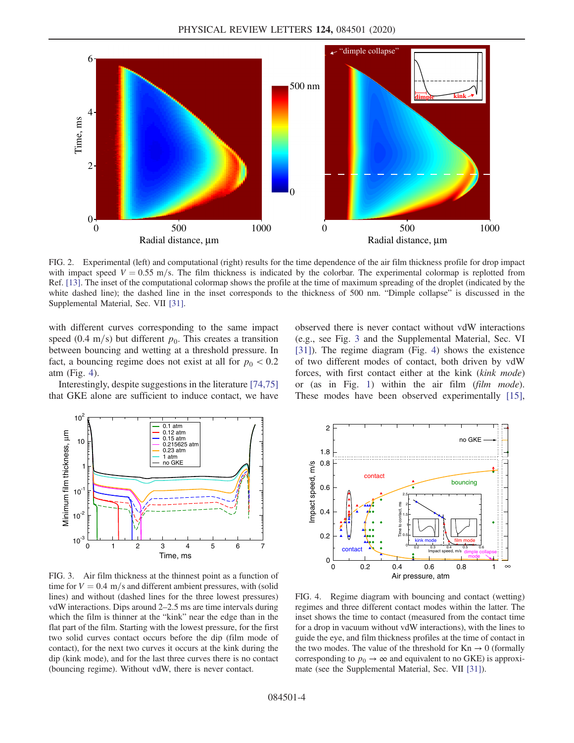FIG. 2. Experimental (left) and computational (right) results for the time dependence of the air film thickness profile for drop impact with impact speed $V = 0.55$ m/s. The film thickness is indicated by the colorbar. The experimental colormap is replotted from Ref. [13]. The inset of the computational colormap shows the profile at the time of maximum spreading of the droplet (indicated by the white dashed line); the dashed line in the inset corresponds to the thickness of 500 nm. "Dimple collapse" is discussed in the Supplemental Material, Sec. VII [31].

with different curves corresponding to the same impact speed (0.4 m/s) but different $p_0$. This creates a transition between bouncing and wetting at a threshold pressure. In fact, a bouncing regime does not exist at all for $p_0 < 0.2$ atm (Fig. 4).

Interestingly, despite suggestions in the literature [74,75] that GKE alone are sufficient to induce contact, we have observed there is never contact without vdW interactions (e.g., see Fig. 3 and the Supplemental Material, Sec. VI [31]). The regime diagram (Fig. 4) shows the existence of two different modes of contact, both driven by vdW forces, with first contact either at the kink (*kink mode*) or (as in Fig. 1) within the air film (*film mode*). These modes have been observed experimentally [15],

FIG. 3. Air film thickness at the thinnest point as a function of time for $V = 0.4$ m/s and different ambient pressures, with (solid lines) and without (dashed lines for the three lowest pressures) vdW interactions. Dips around 2–2.5 ms are time intervals during which the film is thinner at the "kink" near the edge than in the flat part of the film. Starting with the lowest pressure, for the first two solid curves contact occurs before the dip (film mode of contact), for the next two curves it occurs at the kink during the dip (kink mode), and for the last three curves there is no contact (bouncing regime). Without vdW, there is never contact.

FIG. 4. Regime diagram with bouncing and contact (wetting) regimes and three different contact modes within the latter. The inset shows the time to contact (measured from the contact time for a drop in vacuum without vdW interactions), with the lines to guide the eye, and film thickness profiles at the time of contact in the two modes. The value of the threshold for $\mathrm{Kn} \to 0$ (formally corresponding to $p_0 \to \infty$ and equivalent to no GKE) is approximate (see the Supplemental Material, Sec. VII [31]).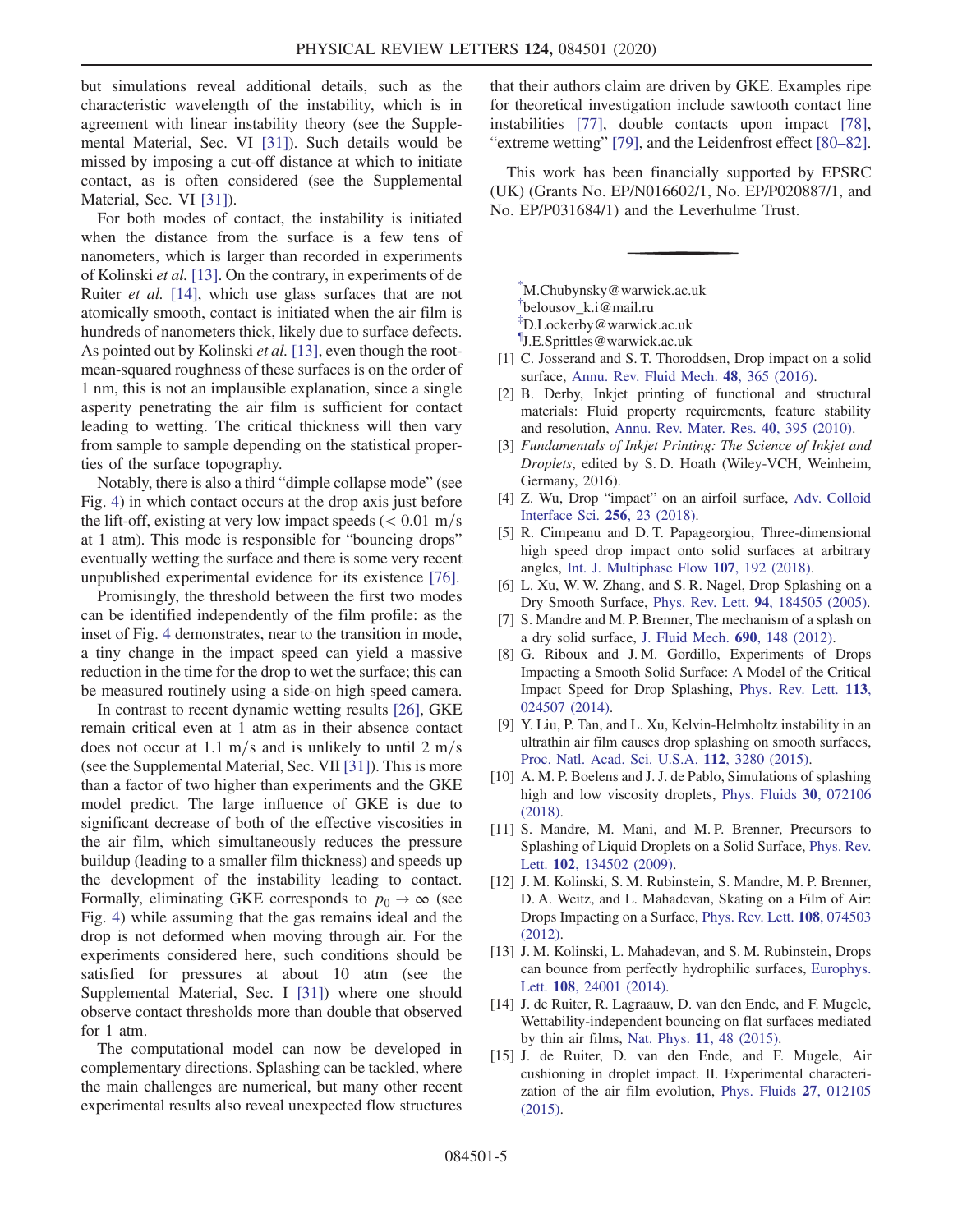but simulations reveal additional details, such as the characteristic wavelength of the instability, which is in agreement with linear instability theory (see the Supplemental Material, Sec. VI [31]). Such details would be missed by imposing a cut-off distance at which to initiate contact, as is often considered (see the Supplemental Material, Sec. VI [31]).

For both modes of contact, the instability is initiated when the distance from the surface is a few tens of nanometers, which is larger than recorded in experiments of Kolinski *et al.* [13]. On the contrary, in experiments of de Ruiter *et al.* [14], which use glass surfaces that are not atomically smooth, contact is initiated when the air film is hundreds of nanometers thick, likely due to surface defects. As pointed out by Kolinski *et al.* [13], even though the root-mean-squared roughness of these surfaces is on the order of 1 nm, this is not an implausible explanation, since a single asperity penetrating the air film is sufficient for contact leading to wetting. The critical thickness will then vary from sample to sample depending on the statistical properties of the surface topography.

Notably, there is also a third "dimple collapse mode" (see Fig. 4) in which contact occurs at the drop axis just before the lift-off, existing at very low impact speeds ($< 0.01$ m/s at 1 atm). This mode is responsible for "bouncing drops" eventually wetting the surface and there is some very recent unpublished experimental evidence for its existence [76].

Promisingly, the threshold between the first two modes can be identified independently of the film profile: as the inset of Fig. 4 demonstrates, near to the transition in mode, a tiny change in the impact speed can yield a massive reduction in the time for the drop to wet the surface; this can be measured routinely using a side-on high speed camera.

In contrast to recent dynamic wetting results [26], GKE remain critical even at 1 atm as in their absence contact does not occur at 1.1 m/s and is unlikely to until 2 m/s (see the Supplemental Material, Sec. VII [31]). This is more than a factor of two higher than experiments and the GKE model predict. The large influence of GKE is due to significant decrease of both of the effective viscosities in the air film, which simultaneously reduces the pressure buildup (leading to a smaller film thickness) and speeds up the development of the instability leading to contact. Formally, eliminating GKE corresponds to $p_0 \to \infty$ (see Fig. 4) while assuming that the gas remains ideal and the drop is not deformed when moving through air. For the experiments considered here, such conditions should be satisfied for pressures at about 10 atm (see the Supplemental Material, Sec. I [31]) where one should observe contact thresholds more than double that observed for 1 atm.

The computational model can now be developed in complementary directions. Splashing can be tackled, where the main challenges are numerical, but many other recent experimental results also reveal unexpected flow structures that their authors claim are driven by GKE. Examples ripe for theoretical investigation include sawtooth contact line instabilities [77], double contacts upon impact [78], "extreme wetting" [79], and the Leidenfrost effect [80–82].

This work has been financially supported by EPSRC (UK) (Grants No. EP/N016602/1, No. EP/P020887/1, and No. EP/P031684/1) and the Leverhulme Trust.

---

[*] M.Chubynsky@warwick.ac.uk
[†] belousov_k.i@mail.ru
[‡] D.Lockerby@warwick.ac.uk
[¶] J.E.Sprittles@warwick.ac.uk

[1] C. Josserand and S. T. Thoroddsen, Drop impact on a solid surface, Annu. Rev. Fluid Mech. **48**, 365 (2016).

[2] B. Derby, Inkjet printing of functional and structural materials: Fluid property requirements, feature stability and resolution, Annu. Rev. Mater. Res. **40**, 395 (2010).

[3] *Fundamentals of Inkjet Printing: The Science of Inkjet and Droplets*, edited by S. D. Hoath (Wiley-VCH, Weinheim, Germany, 2016).

[4] Z. Wu, Drop "impact" on an airfoil surface, Adv. Colloid Interface Sci. **256**, 23 (2018).

[5] R. Cimpeanu and D. T. Papageorgiou, Three-dimensional high speed drop impact onto solid surfaces at arbitrary angles, Int. J. Multiphase Flow **107**, 192 (2018).

[6] L. Xu, W. W. Zhang, and S. R. Nagel, Drop Splashing on a Dry Smooth Surface, Phys. Rev. Lett. **94**, 184505 (2005).

[7] S. Mandre and M. P. Brenner, The mechanism of a splash on a dry solid surface, J. Fluid Mech. **690**, 148 (2012).

[8] G. Riboux and J. M. Gordillo, Experiments of Drops Impacting a Smooth Solid Surface: A Model of the Critical Impact Speed for Drop Splashing, Phys. Rev. Lett. **113**, 024507 (2014).

[9] Y. Liu, P. Tan, and L. Xu, Kelvin-Helmholtz instability in an ultrathin air film causes drop splashing on smooth surfaces, Proc. Natl. Acad. Sci. U.S.A. **112**, 3280 (2015).

[10] A. M. P. Boelens and J. J. de Pablo, Simulations of splashing high and low viscosity droplets, Phys. Fluids **30**, 072106 (2018).

[11] S. Mandre, M. Mani, and M. P. Brenner, Precursors to Splashing of Liquid Droplets on a Solid Surface, Phys. Rev. Lett. **102**, 134502 (2009).

[12] J. M. Kolinski, S. M. Rubinstein, S. Mandre, M. P. Brenner, D. A. Weitz, and L. Mahadevan, Skating on a Film of Air: Drops Impacting on a Surface, Phys. Rev. Lett. **108**, 074503 (2012).

[13] J. M. Kolinski, L. Mahadevan, and S. M. Rubinstein, Drops can bounce from perfectly hydrophilic surfaces, Europhys. Lett. **108**, 24001 (2014).

[14] J. de Ruiter, R. Lagraauw, D. van den Ende, and F. Mugele, Wettability-independent bouncing on flat surfaces mediated by thin air films, Nat. Phys. **11**, 48 (2015).

[15] J. de Ruiter, D. van den Ende, and F. Mugele, Air cushioning in droplet impact. II. Experimental characterization of the air film evolution, Phys. Fluids **27**, 012105 (2015).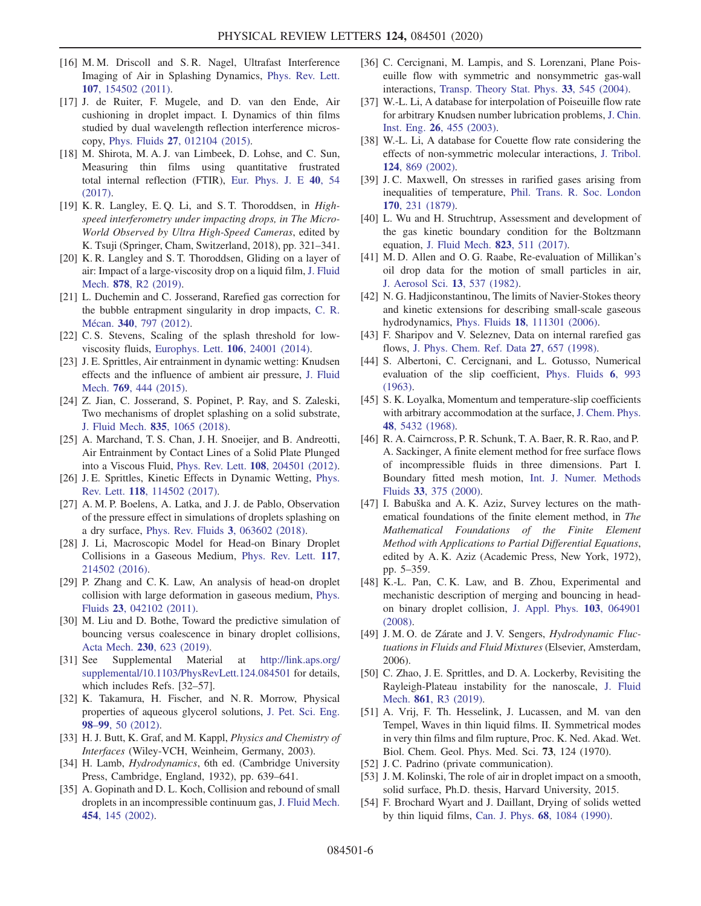[16] M. M. Driscoll and S. R. Nagel, Ultrafast Interference Imaging of Air in Splashing Dynamics, Phys. Rev. Lett. **107**, 154502 (2011).

[17] J. de Ruiter, F. Mugele, and D. van den Ende, Air cushioning in droplet impact. I. Dynamics of thin films studied by dual wavelength reflection interference microscopy, Phys. Fluids **27**, 012104 (2015).

[18] M. Shirota, M. A. J. van Limbeek, D. Lohse, and C. Sun, Measuring thin films using quantitative frustrated total internal reflection (FTIR), Eur. Phys. J. E **40**, 54 (2017).

[19] K. R. Langley, E. Q. Li, and S. T. Thoroddsen, in *High-speed interferometry under impacting drops, in The Micro-World Observed by Ultra High-Speed Cameras*, edited by K. Tsuji (Springer, Cham, Switzerland, 2018), pp. 321–341.

[20] K. R. Langley and S. T. Thoroddsen, Gliding on a layer of air: Impact of a large-viscosity drop on a liquid film, J. Fluid Mech. **878**, R2 (2019).

[21] L. Duchemin and C. Josserand, Rarefied gas correction for the bubble entrapment singularity in drop impacts, C. R. Mécan. **340**, 797 (2012).

[22] C. S. Stevens, Scaling of the splash threshold for low-viscosity fluids, Europhys. Lett. **106**, 24001 (2014).

[23] J. E. Sprittles, Air entrainment in dynamic wetting: Knudsen effects and the influence of ambient air pressure, J. Fluid Mech. **769**, 444 (2015).

[24] Z. Jian, C. Josserand, S. Popinet, P. Ray, and S. Zaleski, Two mechanisms of droplet splashing on a solid substrate, J. Fluid Mech. **835**, 1065 (2018).

[25] A. Marchand, T. S. Chan, J. H. Snoeijer, and B. Andreotti, Air Entrainment by Contact Lines of a Solid Plate Plunged into a Viscous Fluid, Phys. Rev. Lett. **108**, 204501 (2012).

[26] J. E. Sprittles, Kinetic Effects in Dynamic Wetting, Phys. Rev. Lett. **118**, 114502 (2017).

[27] A. M. P. Boelens, A. Latka, and J. J. de Pablo, Observation of the pressure effect in simulations of droplets splashing on a dry surface, Phys. Rev. Fluids **3**, 063602 (2018).

[28] J. Li, Macroscopic Model for Head-on Binary Droplet Collisions in a Gaseous Medium, Phys. Rev. Lett. **117**, 214502 (2016).

[29] P. Zhang and C. K. Law, An analysis of head-on droplet collision with large deformation in gaseous medium, Phys. Fluids **23**, 042102 (2011).

[30] M. Liu and D. Bothe, Toward the predictive simulation of bouncing versus coalescence in binary droplet collisions, Acta Mech. **230**, 623 (2019).

[31] See Supplemental Material at http://link.aps.org/supplemental/10.1103/PhysRevLett.124.084501 for details, which includes Refs. [32–57].

[32] K. Takamura, H. Fischer, and N. R. Morrow, Physical properties of aqueous glycerol solutions, J. Pet. Sci. Eng. **98–99**, 50 (2012).

[33] H. J. Butt, K. Graf, and M. Kappl, *Physics and Chemistry of Interfaces* (Wiley-VCH, Weinheim, Germany, 2003).

[34] H. Lamb, *Hydrodynamics*, 6th ed. (Cambridge University Press, Cambridge, England, 1932), pp. 639–641.

[35] A. Gopinath and D. L. Koch, Collision and rebound of small droplets in an incompressible continuum gas, J. Fluid Mech. **454**, 145 (2002).

[36] C. Cercignani, M. Lampis, and S. Lorenzani, Plane Poiseuille flow with symmetric and nonsymmetric gas-wall interactions, Transp. Theory Stat. Phys. **33**, 545 (2004).

[37] W.-L. Li, A database for interpolation of Poiseuille flow rate for arbitrary Knudsen number lubrication problems, J. Chin. Inst. Eng. **26**, 455 (2003).

[38] W.-L. Li, A database for Couette flow rate considering the effects of non-symmetric molecular interactions, J. Tribol. **124**, 869 (2002).

[39] J. C. Maxwell, On stresses in rarified gases arising from inequalities of temperature, Phil. Trans. R. Soc. London **170**, 231 (1879).

[40] L. Wu and H. Struchtrup, Assessment and development of the gas kinetic boundary condition for the Boltzmann equation, J. Fluid Mech. **823**, 511 (2017).

[41] M. D. Allen and O. G. Raabe, Re-evaluation of Millikan's oil drop data for the motion of small particles in air, J. Aerosol Sci. **13**, 537 (1982).

[42] N. G. Hadjiconstantinou, The limits of Navier-Stokes theory and kinetic extensions for describing small-scale gaseous hydrodynamics, Phys. Fluids **18**, 111301 (2006).

[43] F. Sharipov and V. Seleznev, Data on internal rarefied gas flows, J. Phys. Chem. Ref. Data **27**, 657 (1998).

[44] S. Albertoni, C. Cercignani, and L. Gotusso, Numerical evaluation of the slip coefficient, Phys. Fluids **6**, 993 (1963).

[45] S. K. Loyalka, Momentum and temperature-slip coefficients with arbitrary accommodation at the surface, J. Chem. Phys. **48**, 5432 (1968).

[46] R. A. Cairncross, P. R. Schunk, T. A. Baer, R. R. Rao, and P. A. Sackinger, A finite element method for free surface flows of incompressible fluids in three dimensions. Part I. Boundary fitted mesh motion, Int. J. Numer. Methods Fluids **33**, 375 (2000).

[47] I. Babuška and A. K. Aziz, Survey lectures on the mathematical foundations of the finite element method, in *The Mathematical Foundations of the Finite Element Method with Applications to Partial Differential Equations*, edited by A. K. Aziz (Academic Press, New York, 1972), pp. 5–359.

[48] K.-L. Pan, C. K. Law, and B. Zhou, Experimental and mechanistic description of merging and bouncing in head-on binary droplet collision, J. Appl. Phys. **103**, 064901 (2008).

[49] J. M. O. de Zárate and J. V. Sengers, *Hydrodynamic Fluctuations in Fluids and Fluid Mixtures* (Elsevier, Amsterdam, 2006).

[50] C. Zhao, J. E. Sprittles, and D. A. Lockerby, Revisiting the Rayleigh-Plateau instability for the nanoscale, J. Fluid Mech. **861**, R3 (2019).

[51] A. Vrij, F. Th. Hesselink, J. Lucassen, and M. van den Tempel, Waves in thin liquid films. II. Symmetrical modes in very thin films and film rupture, Proc. K. Ned. Akad. Wet. Biol. Chem. Geol. Phys. Med. Sci. **73**, 124 (1970).

[52] J. C. Padrino (private communication).

[53] J. M. Kolinski, The role of air in droplet impact on a smooth, solid surface, Ph.D. thesis, Harvard University, 2015.

[54] F. Brochard Wyart and J. Daillant, Drying of solids wetted by thin liquid films, Can. J. Phys. **68**, 1084 (1990).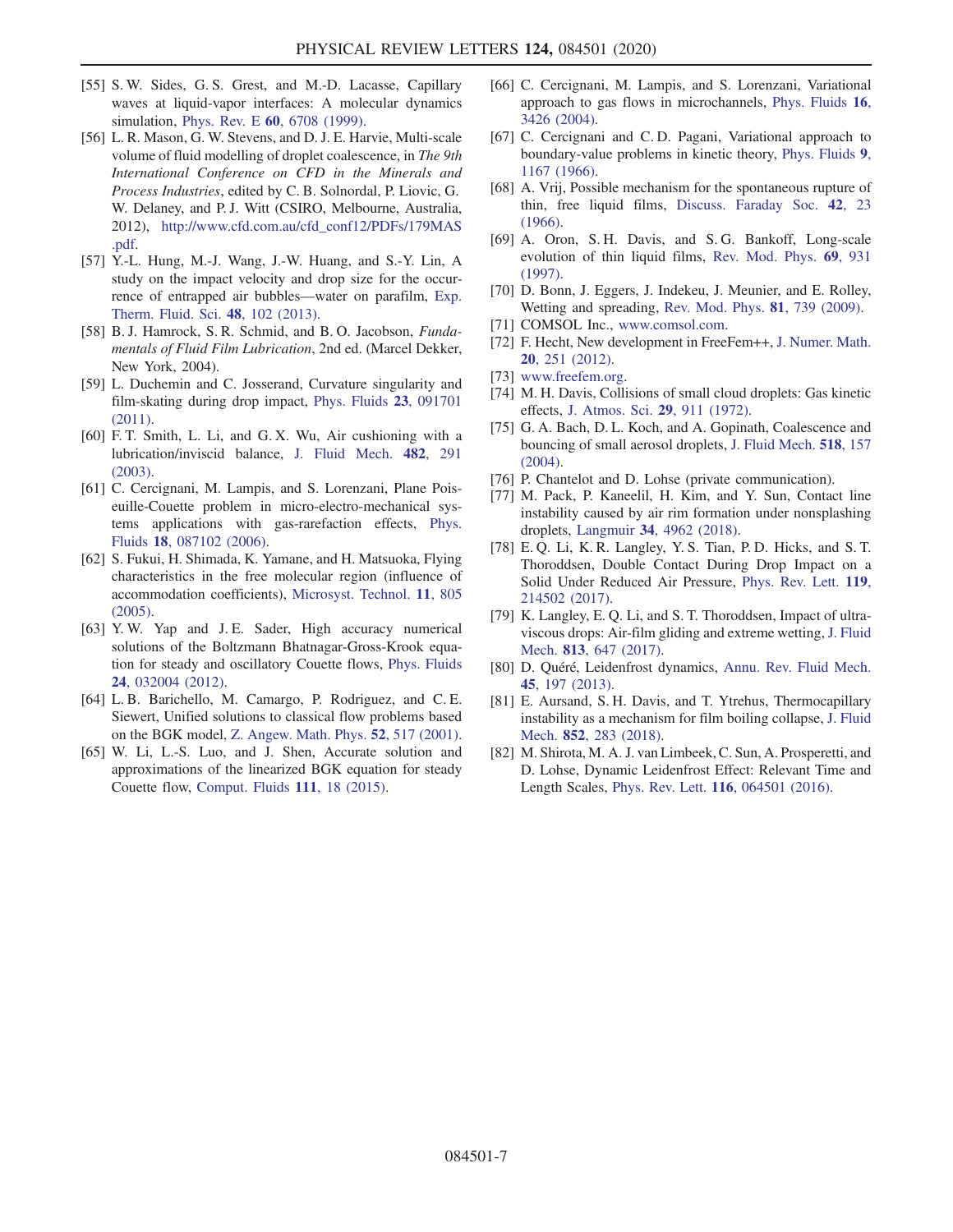[55] S. W. Sides, G. S. Grest, and M.-D. Lacasse, Capillary waves at liquid-vapor interfaces: A molecular dynamics simulation, Phys. Rev. E **60**, 6708 (1999).

[56] L. R. Mason, G. W. Stevens, and D. J. E. Harvie, Multi-scale volume of fluid modelling of droplet coalescence, in *The 9th International Conference on CFD in the Minerals and Process Industries*, edited by C. B. Solnordal, P. Liovic, G. W. Delaney, and P. J. Witt (CSIRO, Melbourne, Australia, 2012), http://www.cfd.com.au/cfd_conf12/PDFs/179MAS.pdf.

[57] Y.-L. Hung, M.-J. Wang, J.-W. Huang, and S.-Y. Lin, A study on the impact velocity and drop size for the occurrence of entrapped air bubbles—water on parafilm, Exp. Therm. Fluid. Sci. **48**, 102 (2013).

[58] B. J. Hamrock, S. R. Schmid, and B. O. Jacobson, *Fundamentals of Fluid Film Lubrication*, 2nd ed. (Marcel Dekker, New York, 2004).

[59] L. Duchemin and C. Josserand, Curvature singularity and film-skating during drop impact, Phys. Fluids **23**, 091701 (2011).

[60] F. T. Smith, L. Li, and G. X. Wu, Air cushioning with a lubrication/inviscid balance, J. Fluid Mech. **482**, 291 (2003).

[61] C. Cercignani, M. Lampis, and S. Lorenzani, Plane Poiseuille-Couette problem in micro-electro-mechanical systems applications with gas-rarefaction effects, Phys. Fluids **18**, 087102 (2006).

[62] S. Fukui, H. Shimada, K. Yamane, and H. Matsuoka, Flying characteristics in the free molecular region (influence of accommodation coefficients), Microsyst. Technol. **11**, 805 (2005).

[63] Y. W. Yap and J. E. Sader, High accuracy numerical solutions of the Boltzmann Bhatnagar-Gross-Krook equation for steady and oscillatory Couette flows, Phys. Fluids **24**, 032004 (2012).

[64] L. B. Barichello, M. Camargo, P. Rodriguez, and C. E. Siewert, Unified solutions to classical flow problems based on the BGK model, Z. Angew. Math. Phys. **52**, 517 (2001).

[65] W. Li, L.-S. Luo, and J. Shen, Accurate solution and approximations of the linearized BGK equation for steady Couette flow, Comput. Fluids **111**, 18 (2015).

[66] C. Cercignani, M. Lampis, and S. Lorenzani, Variational approach to gas flows in microchannels, Phys. Fluids **16**, 3426 (2004).

[67] C. Cercignani and C. D. Pagani, Variational approach to boundary-value problems in kinetic theory, Phys. Fluids **9**, 1167 (1966).

[68] A. Vrij, Possible mechanism for the spontaneous rupture of thin, free liquid films, Discuss. Faraday Soc. **42**, 23 (1966).

[69] A. Oron, S. H. Davis, and S. G. Bankoff, Long-scale evolution of thin liquid films, Rev. Mod. Phys. **69**, 931 (1997).

[70] D. Bonn, J. Eggers, J. Indekeu, J. Meunier, and E. Rolley, Wetting and spreading, Rev. Mod. Phys. **81**, 739 (2009).

[71] COMSOL Inc., www.comsol.com.

[72] F. Hecht, New development in FreeFem++, J. Numer. Math. **20**, 251 (2012).

[73] www.freefem.org.

[74] M. H. Davis, Collisions of small cloud droplets: Gas kinetic effects, J. Atmos. Sci. **29**, 911 (1972).

[75] G. A. Bach, D. L. Koch, and A. Gopinath, Coalescence and bouncing of small aerosol droplets, J. Fluid Mech. **518**, 157 (2004).

[76] P. Chantelot and D. Lohse (private communication).

[77] M. Pack, P. Kaneelil, H. Kim, and Y. Sun, Contact line instability caused by air rim formation under nonsplashing droplets, Langmuir **34**, 4962 (2018).

[78] E. Q. Li, K. R. Langley, Y. S. Tian, P. D. Hicks, and S. T. Thoroddsen, Double Contact During Drop Impact on a Solid Under Reduced Air Pressure, Phys. Rev. Lett. **119**, 214502 (2017).

[79] K. Langley, E. Q. Li, and S. T. Thoroddsen, Impact of ultra-viscous drops: Air-film gliding and extreme wetting, J. Fluid Mech. **813**, 647 (2017).

[80] D. Quéré, Leidenfrost dynamics, Annu. Rev. Fluid Mech. **45**, 197 (2013).

[81] E. Aursand, S. H. Davis, and T. Ytrehus, Thermocapillary instability as a mechanism for film boiling collapse, J. Fluid Mech. **852**, 283 (2018).

[82] M. Shirota, M. A. J. van Limbeek, C. Sun, A. Prosperetti, and D. Lohse, Dynamic Leidenfrost Effect: Relevant Time and Length Scales, Phys. Rev. Lett. **116**, 064501 (2016).